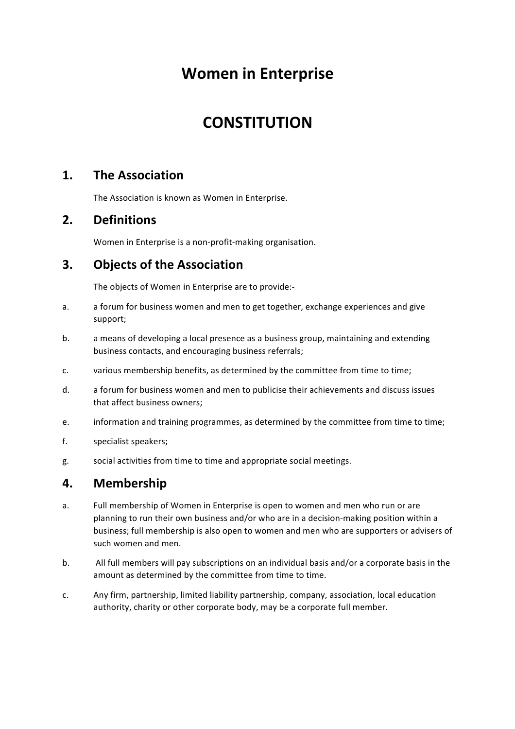# Women in Enterprise

# CONSTITUTION

## 1. The Association

The Association is known as Women in Enterprise.

## 2. Definitions

Women in Enterprise is a non-profit-making organisation.

## 3. Objects of the Association

The objects of Women in Enterprise are to provide:-

a. a forum for business women and men to get together, exchange experiences and give support;

b. a means of developing a local presence as a business group, maintaining and extending business contacts, and encouraging business referrals;

c. various membership benefits, as determined by the committee from time to time;

d. a forum for business women and men to publicise their achievements and discuss issues that affect business owners;

e. information and training programmes, as determined by the committee from time to time;

f. specialist speakers;

g. social activities from time to time and appropriate social meetings.

## 4. Membership

a. Full membership of Women in Enterprise is open to women and men who run or are planning to run their own business and/or who are in a decision-making position within a business; full membership is also open to women and men who are supporters or advisers of such women and men.

b. All full members will pay subscriptions on an individual basis and/or a corporate basis in the amount as determined by the committee from time to time.

c. Any firm, partnership, limited liability partnership, company, association, local education authority, charity or other corporate body, may be a corporate full member.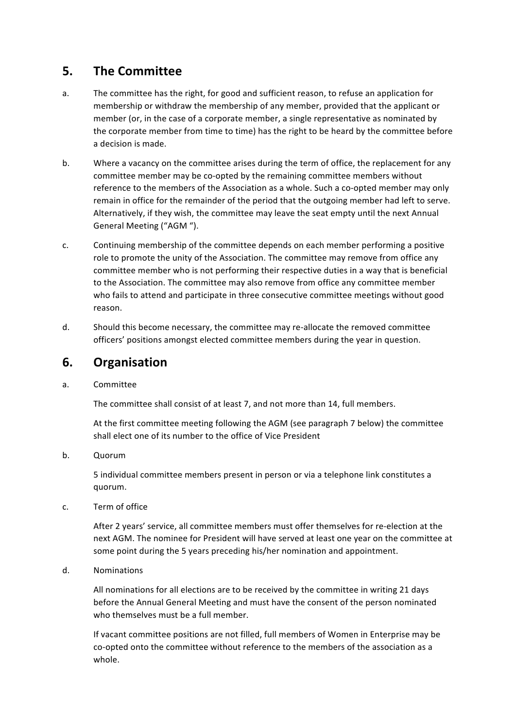## 5. The Committee

a. The committee has the right, for good and sufficient reason, to refuse an application for membership or withdraw the membership of any member, provided that the applicant or member (or, in the case of a corporate member, a single representative as nominated by the corporate member from time to time) has the right to be heard by the committee before a decision is made.

b. Where a vacancy on the committee arises during the term of office, the replacement for any committee member may be co-opted by the remaining committee members without reference to the members of the Association as a whole. Such a co-opted member may only remain in office for the remainder of the period that the outgoing member had left to serve. Alternatively, if they wish, the committee may leave the seat empty until the next Annual General Meeting ("AGM ").

c. Continuing membership of the committee depends on each member performing a positive role to promote the unity of the Association. The committee may remove from office any committee member who is not performing their respective duties in a way that is beneficial to the Association. The committee may also remove from office any committee member who fails to attend and participate in three consecutive committee meetings without good reason.

d. Should this become necessary, the committee may re-allocate the removed committee officers' positions amongst elected committee members during the year in question.

## 6. Organisation

a. Committee

The committee shall consist of at least 7, and not more than 14, full members.

At the first committee meeting following the AGM (see paragraph 7 below) the committee shall elect one of its number to the office of Vice President

b. Quorum

5 individual committee members present in person or via a telephone link constitutes a quorum.

c. Term of office

After 2 years' service, all committee members must offer themselves for re-election at the next AGM. The nominee for President will have served at least one year on the committee at some point during the 5 years preceding his/her nomination and appointment.

d. Nominations

All nominations for all elections are to be received by the committee in writing 21 days before the Annual General Meeting and must have the consent of the person nominated who themselves must be a full member.

If vacant committee positions are not filled, full members of Women in Enterprise may be co-opted onto the committee without reference to the members of the association as a whole.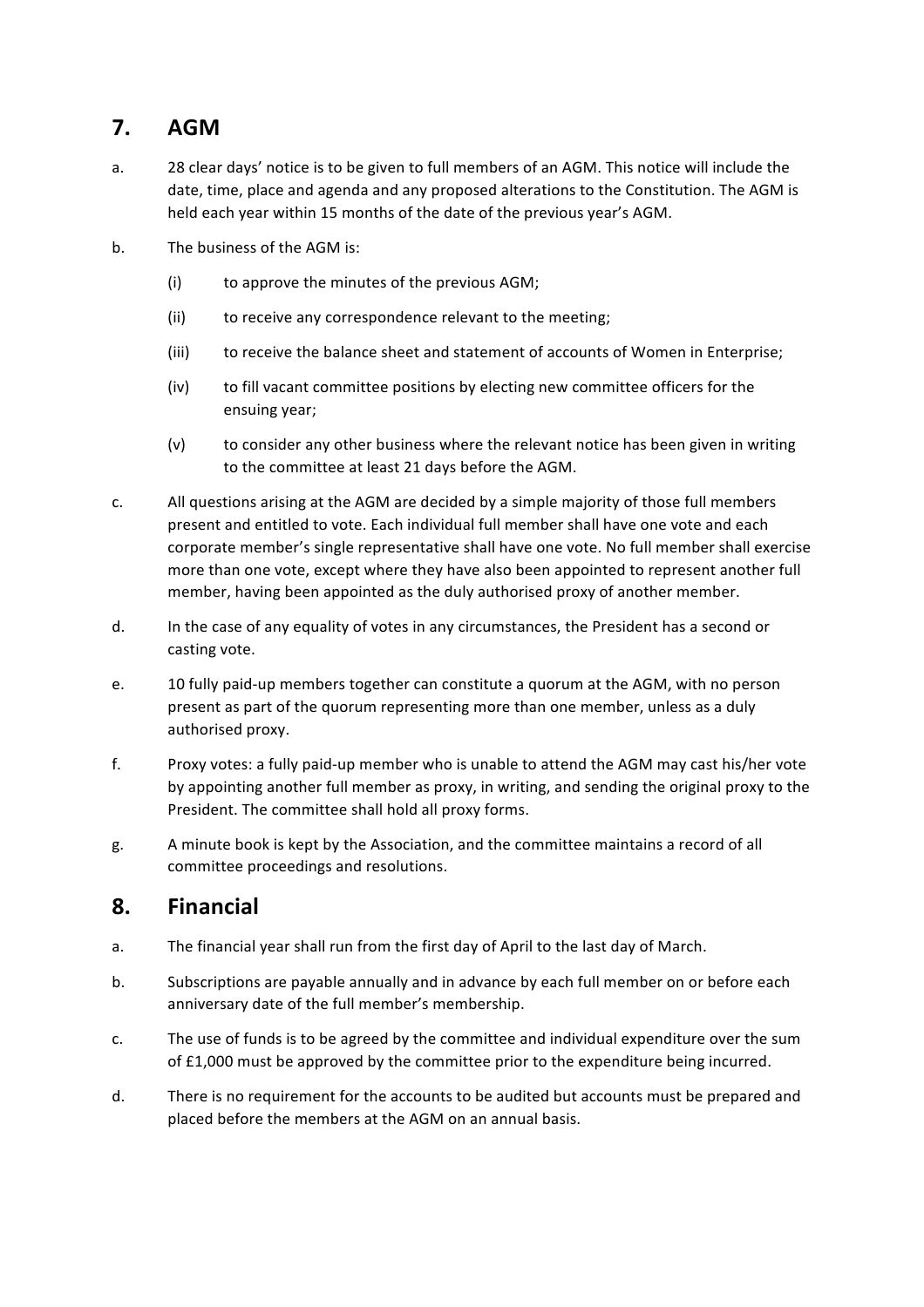## 7. AGM

a. 28 clear days' notice is to be given to full members of an AGM. This notice will include the date, time, place and agenda and any proposed alterations to the Constitution. The AGM is held each year within 15 months of the date of the previous year's AGM.

b. The business of the AGM is:

   (i) to approve the minutes of the previous AGM;

   (ii) to receive any correspondence relevant to the meeting;

   (iii) to receive the balance sheet and statement of accounts of Women in Enterprise;

   (iv) to fill vacant committee positions by electing new committee officers for the ensuing year;

   (v) to consider any other business where the relevant notice has been given in writing to the committee at least 21 days before the AGM.

c. All questions arising at the AGM are decided by a simple majority of those full members present and entitled to vote. Each individual full member shall have one vote and each corporate member's single representative shall have one vote. No full member shall exercise more than one vote, except where they have also been appointed to represent another full member, having been appointed as the duly authorised proxy of another member.

d. In the case of any equality of votes in any circumstances, the President has a second or casting vote.

e. 10 fully paid-up members together can constitute a quorum at the AGM, with no person present as part of the quorum representing more than one member, unless as a duly authorised proxy.

f. Proxy votes: a fully paid-up member who is unable to attend the AGM may cast his/her vote by appointing another full member as proxy, in writing, and sending the original proxy to the President. The committee shall hold all proxy forms.

g. A minute book is kept by the Association, and the committee maintains a record of all committee proceedings and resolutions.

## 8. Financial

a. The financial year shall run from the first day of April to the last day of March.

b. Subscriptions are payable annually and in advance by each full member on or before each anniversary date of the full member's membership.

c. The use of funds is to be agreed by the committee and individual expenditure over the sum of £1,000 must be approved by the committee prior to the expenditure being incurred.

d. There is no requirement for the accounts to be audited but accounts must be prepared and placed before the members at the AGM on an annual basis.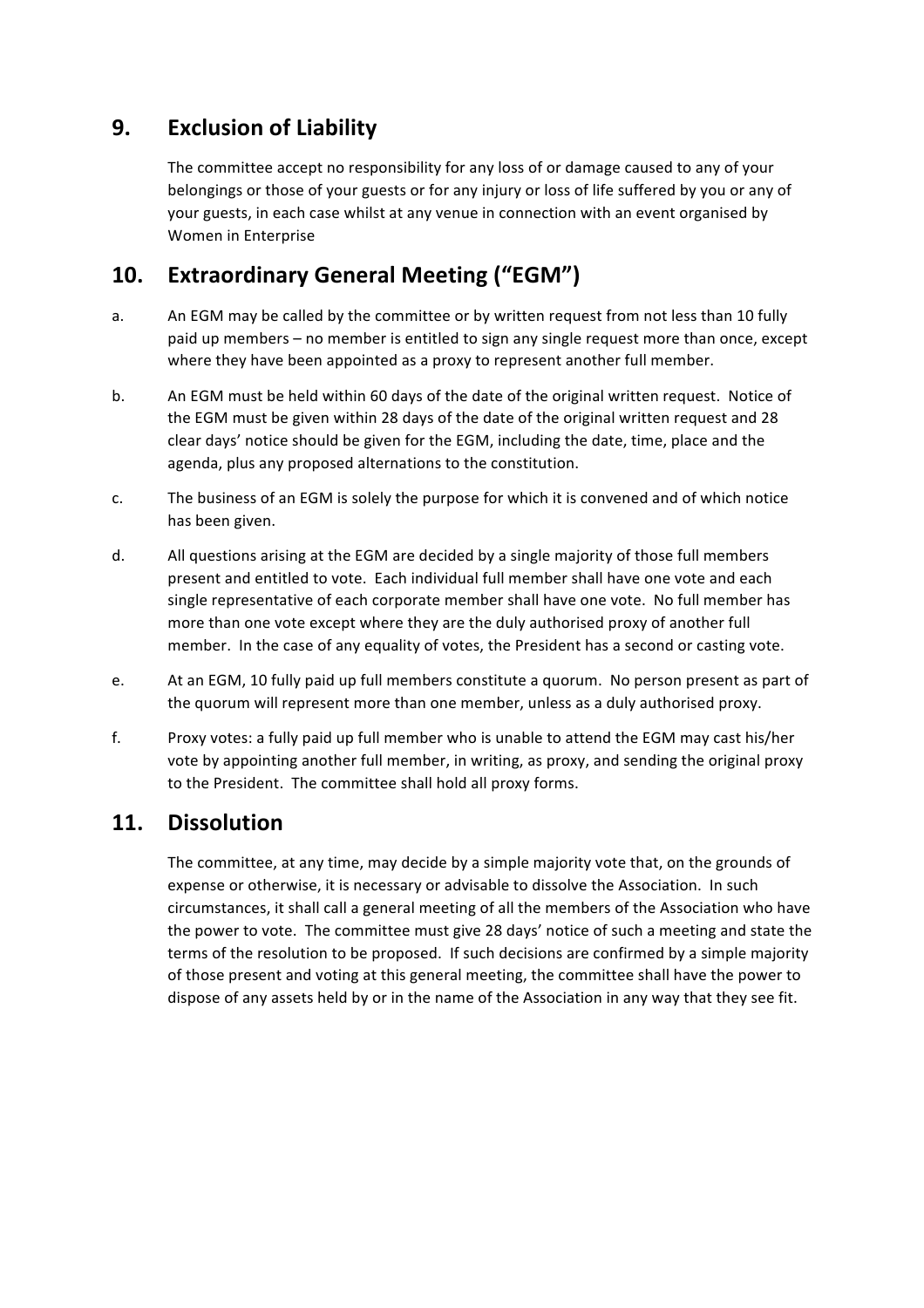## 9. Exclusion of Liability

The committee accept no responsibility for any loss of or damage caused to any of your belongings or those of your guests or for any injury or loss of life suffered by you or any of your guests, in each case whilst at any venue in connection with an event organised by Women in Enterprise

## 10. Extraordinary General Meeting ("EGM")

a. An EGM may be called by the committee or by written request from not less than 10 fully paid up members – no member is entitled to sign any single request more than once, except where they have been appointed as a proxy to represent another full member.

b. An EGM must be held within 60 days of the date of the original written request. Notice of the EGM must be given within 28 days of the date of the original written request and 28 clear days' notice should be given for the EGM, including the date, time, place and the agenda, plus any proposed alternations to the constitution.

c. The business of an EGM is solely the purpose for which it is convened and of which notice has been given.

d. All questions arising at the EGM are decided by a single majority of those full members present and entitled to vote. Each individual full member shall have one vote and each single representative of each corporate member shall have one vote. No full member has more than one vote except where they are the duly authorised proxy of another full member. In the case of any equality of votes, the President has a second or casting vote.

e. At an EGM, 10 fully paid up full members constitute a quorum. No person present as part of the quorum will represent more than one member, unless as a duly authorised proxy.

f. Proxy votes: a fully paid up full member who is unable to attend the EGM may cast his/her vote by appointing another full member, in writing, as proxy, and sending the original proxy to the President. The committee shall hold all proxy forms.

## 11. Dissolution

The committee, at any time, may decide by a simple majority vote that, on the grounds of expense or otherwise, it is necessary or advisable to dissolve the Association. In such circumstances, it shall call a general meeting of all the members of the Association who have the power to vote. The committee must give 28 days' notice of such a meeting and state the terms of the resolution to be proposed. If such decisions are confirmed by a simple majority of those present and voting at this general meeting, the committee shall have the power to dispose of any assets held by or in the name of the Association in any way that they see fit.